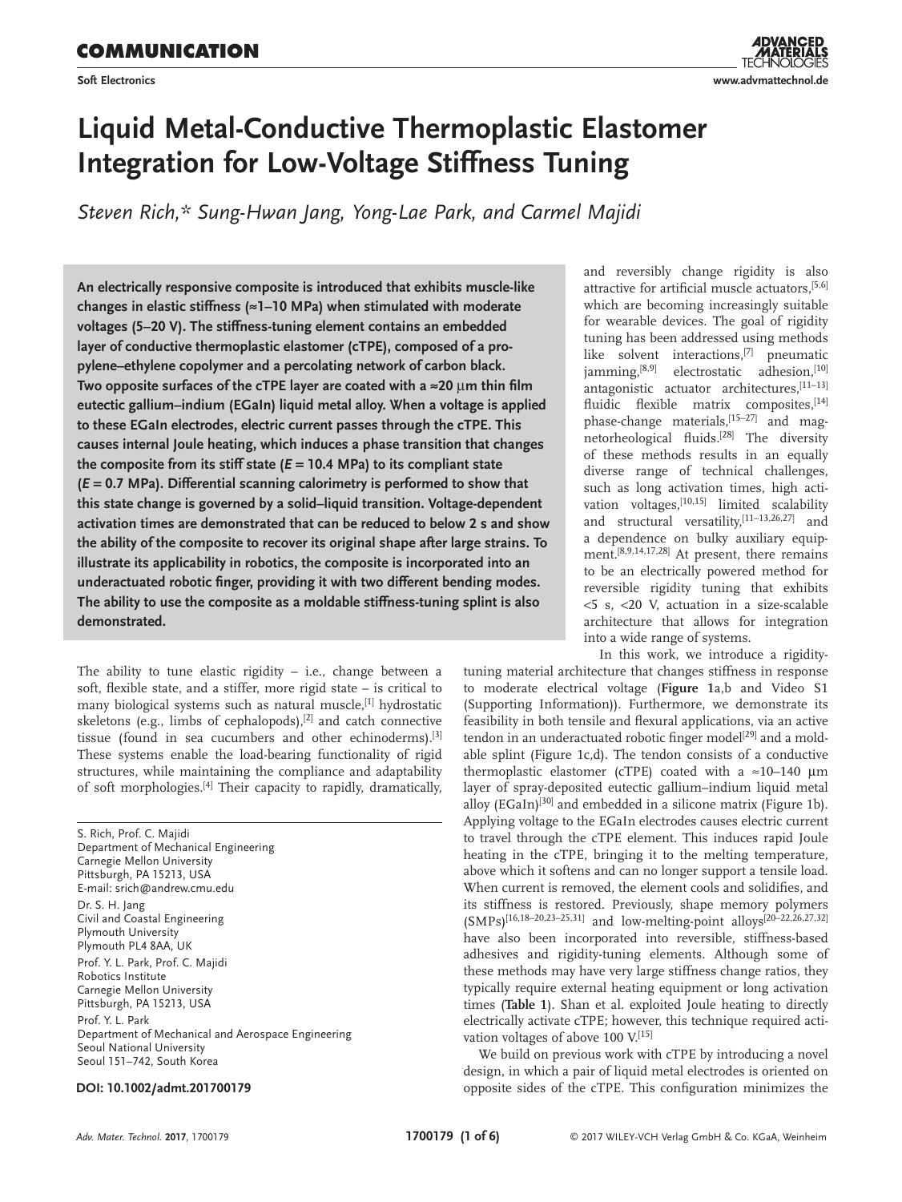# Liquid Metal-Conductive Thermoplastic Elastomer Integration for Low-Voltage Stiffness Tuning

*Steven Rich,\* Sung-Hwan Jang, Yong-Lae Park, and Carmel Majidi*

**An electrically responsive composite is introduced that exhibits muscle-like changes in elastic stiffness (≈1–10 MPa) when stimulated with moderate voltages (5–20 V). The stiffness-tuning element contains an embedded layer of conductive thermoplastic elastomer (cTPE), composed of a propylene–ethylene copolymer and a percolating network of carbon black. Two opposite surfaces of the cTPE layer are coated with a ≈20 µm thin film eutectic gallium–indium (EGaIn) liquid metal alloy. When a voltage is applied to these EGaIn electrodes, electric current passes through the cTPE. This causes internal Joule heating, which induces a phase transition that changes the composite from its stiff state ($E$ = 10.4 MPa) to its compliant state ($E$ = 0.7 MPa). Differential scanning calorimetry is performed to show that this state change is governed by a solid–liquid transition. Voltage-dependent activation times are demonstrated that can be reduced to below 2 s and show the ability of the composite to recover its original shape after large strains. To illustrate its applicability in robotics, the composite is incorporated into an underactuated robotic finger, providing it with two different bending modes. The ability to use the composite as a moldable stiffness-tuning splint is also demonstrated.**

The ability to tune elastic rigidity – i.e., change between a soft, flexible state, and a stiffer, more rigid state – is critical to many biological systems such as natural muscle,[1] hydrostatic skeletons (e.g., limbs of cephalopods),[2] and catch connective tissue (found in sea cucumbers and other echinoderms).[3] These systems enable the load-bearing functionality of rigid structures, while maintaining the compliance and adaptability of soft morphologies.[4] Their capacity to rapidly, dramatically, and reversibly change rigidity is also attractive for artificial muscle actuators,[5,6] which are becoming increasingly suitable for wearable devices. The goal of rigidity tuning has been addressed using methods like solvent interactions,[7] pneumatic jamming,[8,9] electrostatic adhesion,[10] antagonistic actuator architectures,[11–13] fluidic flexible matrix composites,[14] phase-change materials,[15–27] and magnetorheological fluids.[28] The diversity of these methods results in an equally diverse range of technical challenges, such as long activation times, high activation voltages,[10,15] limited scalability and structural versatility,[11–13,26,27] and a dependence on bulky auxiliary equipment.[8,9,14,17,28] At present, there remains to be an electrically powered method for reversible rigidity tuning that exhibits <5 s, <20 V, actuation in a size-scalable architecture that allows for integration into a wide range of systems.

In this work, we introduce a rigidity-tuning material architecture that changes stiffness in response to moderate electrical voltage (**Figure 1**a,b and Video S1 (Supporting Information)). Furthermore, we demonstrate its feasibility in both tensile and flexural applications, via an active tendon in an underactuated robotic finger model[29] and a moldable splint (Figure 1c,d). The tendon consists of a conductive thermoplastic elastomer (cTPE) coated with a ≈10–140 µm layer of spray-deposited eutectic gallium–indium liquid metal alloy (EGaIn)[30] and embedded in a silicone matrix (Figure 1b). Applying voltage to the EGaIn electrodes causes electric current to travel through the cTPE element. This induces rapid Joule heating in the cTPE, bringing it to the melting temperature, above which it softens and can no longer support a tensile load. When current is removed, the element cools and solidifies, and its stiffness is restored. Previously, shape memory polymers (SMPs)[16,18–20,23–25,31] and low-melting-point alloys[20–22,26,27,32] have also been incorporated into reversible, stiffness-based adhesives and rigidity-tuning elements. Although some of these methods may have very large stiffness change ratios, they typically require external heating equipment or long activation times (**Table 1**). Shan et al. exploited Joule heating to directly electrically activate cTPE; however, this technique required activation voltages of above 100 V.[15]

We build on previous work with cTPE by introducing a novel design, in which a pair of liquid metal electrodes is oriented on opposite sides of the cTPE. This configuration minimizes the

S. Rich, Prof. C. Majidi
Department of Mechanical Engineering
Carnegie Mellon University
Pittsburgh, PA 15213, USA
E-mail: srich@andrew.cmu.edu

Dr. S. H. Jang
Civil and Coastal Engineering
Plymouth University
Plymouth PL4 8AA, UK

Prof. Y. L. Park, Prof. C. Majidi
Robotics Institute
Carnegie Mellon University
Pittsburgh, PA 15213, USA

Prof. Y. L. Park
Department of Mechanical and Aerospace Engineering
Seoul National University
Seoul 151–742, South Korea

**DOI: 10.1002/admt.201700179**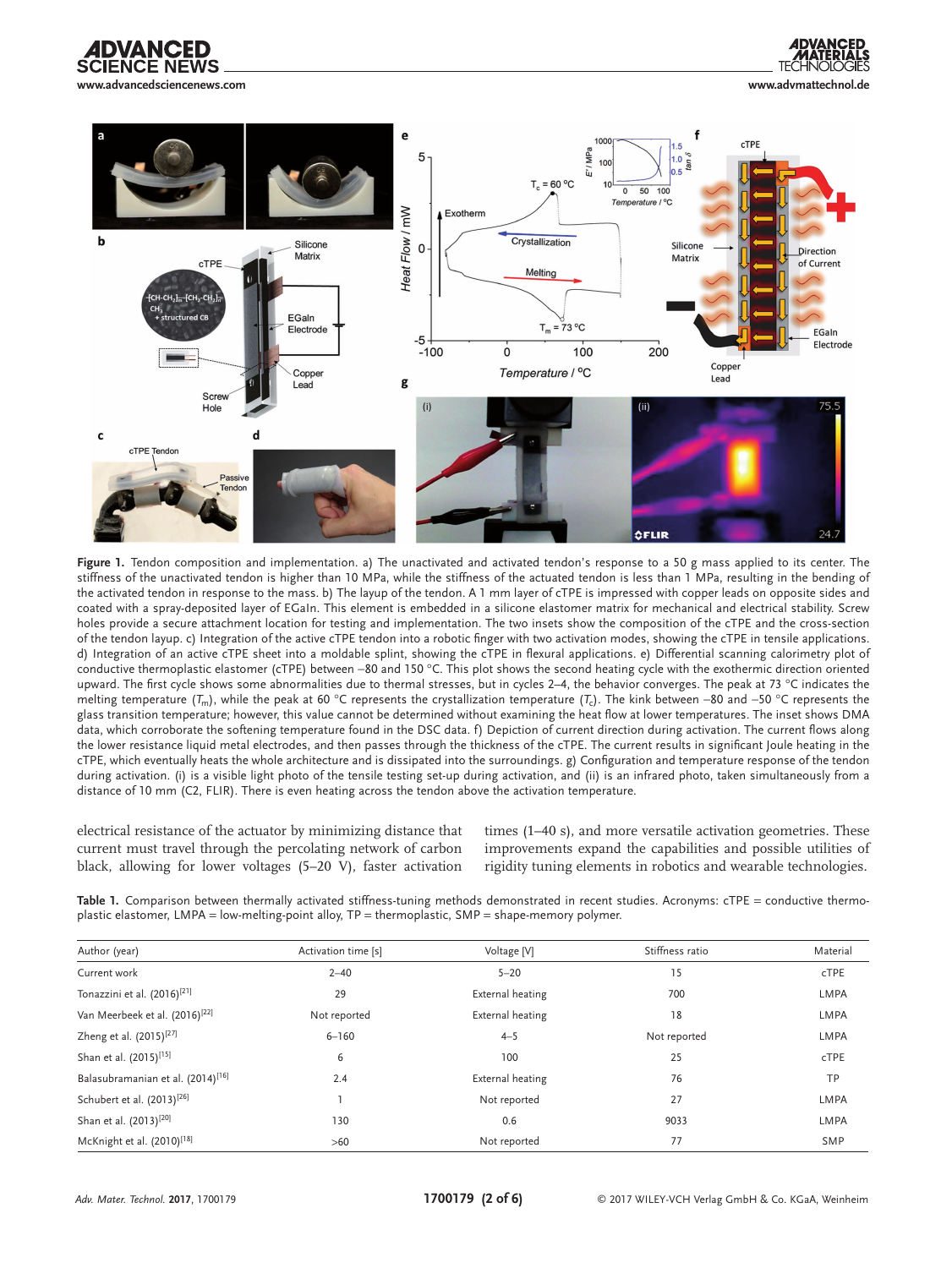**Figure 1.** Tendon composition and implementation. a) The unactivated and activated tendon's response to a 50 g mass applied to its center. The stiffness of the unactivated tendon is higher than 10 MPa, while the stiffness of the actuated tendon is less than 1 MPa, resulting in the bending of the activated tendon in response to the mass. b) The layup of the tendon. A 1 mm layer of cTPE is impressed with copper leads on opposite sides and coated with a spray-deposited layer of EGaIn. This element is embedded in a silicone elastomer matrix for mechanical and electrical stability. Screw holes provide a secure attachment location for testing and implementation. The two insets show the composition of the cTPE and the cross-section of the tendon layup. c) Integration of the active cTPE tendon into a robotic finger with two activation modes, showing the cTPE in tensile applications. d) Integration of an active cTPE sheet into a moldable splint, showing the cTPE in flexural applications. e) Differential scanning calorimetry plot of conductive thermoplastic elastomer (cTPE) between −80 and 150 °C. This plot shows the second heating cycle with the exothermic direction oriented upward. The first cycle shows some abnormalities due to thermal stresses, but in cycles 2–4, the behavior converges. The peak at 73 °C indicates the melting temperature ($T_m$), while the peak at 60 °C represents the crystallization temperature ($T_c$). The kink between −80 and −50 °C represents the glass transition temperature; however, this value cannot be determined without examining the heat flow at lower temperatures. The inset shows DMA data, which corroborate the softening temperature found in the DSC data. f) Depiction of current direction during activation. The current flows along the lower resistance liquid metal electrodes, and then passes through the thickness of the cTPE. The current results in significant Joule heating in the cTPE, which eventually heats the whole architecture and is dissipated into the surroundings. g) Configuration and temperature response of the tendon during activation. (i) is a visible light photo of the tensile testing set-up during activation, and (ii) is an infrared photo, taken simultaneously from a distance of 10 mm (C2, FLIR). There is even heating across the tendon above the activation temperature.

electrical resistance of the actuator by minimizing distance that current must travel through the percolating network of carbon black, allowing for lower voltages (5–20 V), faster activation times (1–40 s), and more versatile activation geometries. These improvements expand the capabilities and possible utilities of rigidity tuning elements in robotics and wearable technologies.

**Table 1.** Comparison between thermally activated stiffness-tuning methods demonstrated in recent studies. Acronyms: cTPE = conductive thermoplastic elastomer, LMPA = low-melting-point alloy, TP = thermoplastic, SMP = shape-memory polymer.

| Author (year) | Activation time [s] | Voltage [V] | Stiffness ratio | Material |
|---|---|---|---|---|
| Current work | 2–40 | 5–20 | 15 | cTPE |
| Tonazzini et al. (2016)[21] | 29 | External heating | 700 | LMPA |
| Van Meerbeek et al. (2016)[22] | Not reported | External heating | 18 | LMPA |
| Zheng et al. (2015)[27] | 6–160 | 4–5 | Not reported | LMPA |
| Shan et al. (2015)[15] | 6 | 100 | 25 | cTPE |
| Balasubramanian et al. (2014)[16] | 2.4 | External heating | 76 | TP |
| Schubert et al. (2013)[26] | 1 | Not reported | 27 | LMPA |
| Shan et al. (2013)[20] | 130 | 0.6 | 9033 | LMPA |
| McKnight et al. (2010)[18] | >60 | Not reported | 77 | SMP |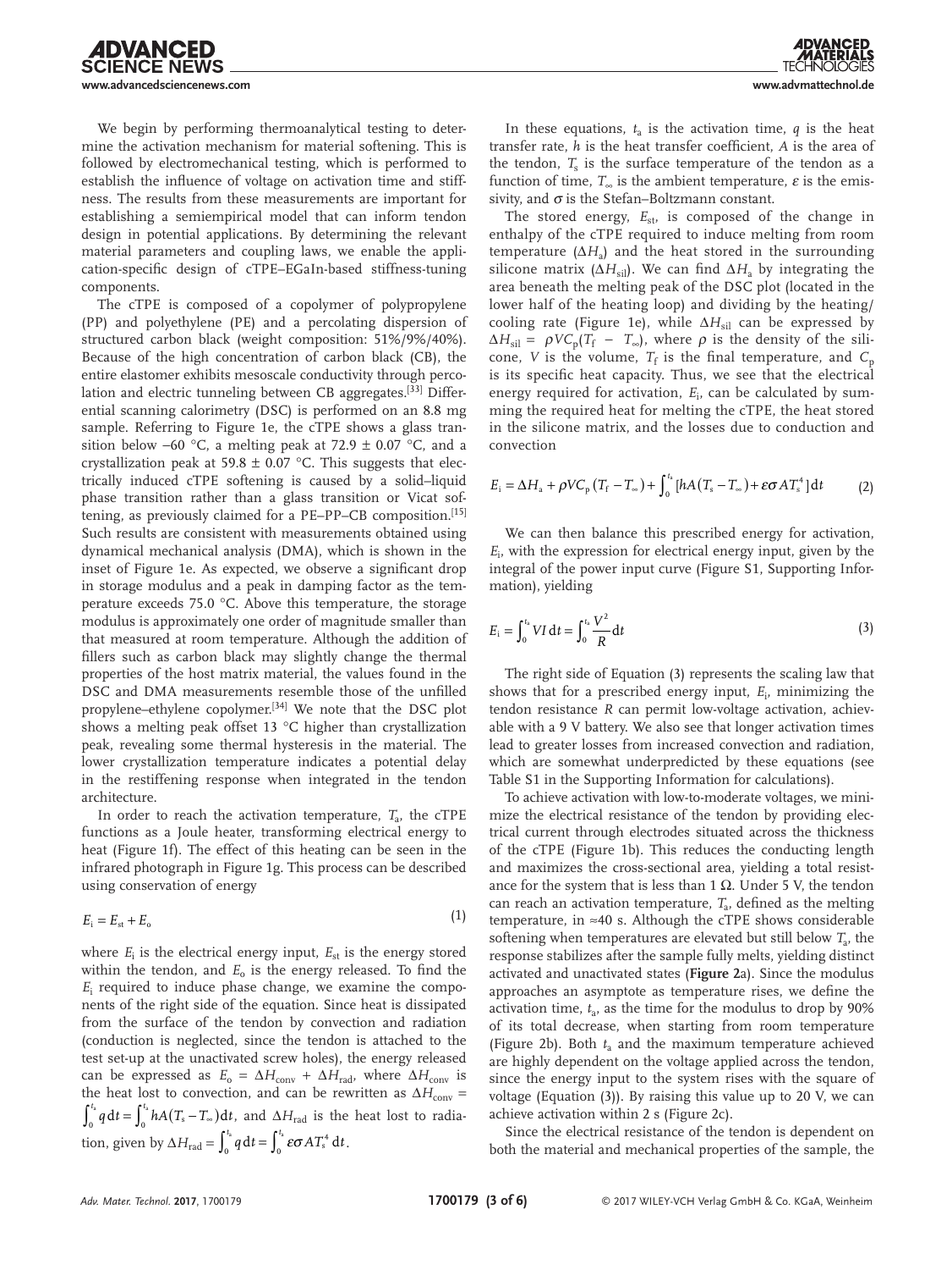We begin by performing thermoanalytical testing to determine the activation mechanism for material softening. This is followed by electromechanical testing, which is performed to establish the influence of voltage on activation time and stiffness. The results from these measurements are important for establishing a semiempirical model that can inform tendon design in potential applications. By determining the relevant material parameters and coupling laws, we enable the application-specific design of cTPE–EGaIn-based stiffness-tuning components.

The cTPE is composed of a copolymer of polypropylene (PP) and polyethylene (PE) and a percolating dispersion of structured carbon black (weight composition: 51%/9%/40%). Because of the high concentration of carbon black (CB), the entire elastomer exhibits mesoscale conductivity through percolation and electric tunneling between CB aggregates.[33] Differential scanning calorimetry (DSC) is performed on an 8.8 mg sample. Referring to Figure 1e, the cTPE shows a glass transition below −60 °C, a melting peak at 72.9 ± 0.07 °C, and a crystallization peak at 59.8 ± 0.07 °C. This suggests that electrically induced cTPE softening is caused by a solid–liquid phase transition rather than a glass transition or Vicat softening, as previously claimed for a PE–PP–CB composition.[15] Such results are consistent with measurements obtained using dynamical mechanical analysis (DMA), which is shown in the inset of Figure 1e. As expected, we observe a significant drop in storage modulus and a peak in damping factor as the temperature exceeds 75.0 °C. Above this temperature, the storage modulus is approximately one order of magnitude smaller than that measured at room temperature. Although the addition of fillers such as carbon black may slightly change the thermal properties of the host matrix material, the values found in the DSC and DMA measurements resemble those of the unfilled propylene–ethylene copolymer.[34] We note that the DSC plot shows a melting peak offset 13 °C higher than crystallization peak, revealing some thermal hysteresis in the material. The lower crystallization temperature indicates a potential delay in the restiffening response when integrated in the tendon architecture.

In order to reach the activation temperature, $T_a$, the cTPE functions as a Joule heater, transforming electrical energy to heat (Figure 1f). The effect of this heating can be seen in the infrared photograph in Figure 1g. This process can be described using conservation of energy

$$E_i = E_{st} + E_o \tag{1}$$

where $E_i$ is the electrical energy input, $E_{st}$ is the energy stored within the tendon, and $E_o$ is the energy released. To find the $E_i$ required to induce phase change, we examine the components of the right side of the equation. Since heat is dissipated from the surface of the tendon by convection and radiation (conduction is neglected, since the tendon is attached to the test set-up at the unactivated screw holes), the energy released can be expressed as $E_o = \Delta H_{conv} + \Delta H_{rad}$, where $\Delta H_{conv}$ is the heat lost to convection, and can be rewritten as $\Delta H_{conv} = \int_0^{t_a} q\,dt = \int_0^{t_a} hA(T_s - T_\infty)\,dt$, and $\Delta H_{rad}$ is the heat lost to radiation, given by $\Delta H_{rad} = \int_0^{t_a} q\,dt = \int_0^{t_a} \varepsilon\sigma A T_s^4\,dt$.

In these equations, $t_a$ is the activation time, $q$ is the heat transfer rate, $h$ is the heat transfer coefficient, $A$ is the area of the tendon, $T_s$ is the surface temperature of the tendon as a function of time, $T_\infty$ is the ambient temperature, $\varepsilon$ is the emissivity, and $\sigma$ is the Stefan–Boltzmann constant.

The stored energy, $E_{st}$, is composed of the change in enthalpy of the cTPE required to induce melting from room temperature ($\Delta H_a$) and the heat stored in the surrounding silicone matrix ($\Delta H_{sil}$). We can find $\Delta H_a$ by integrating the area beneath the melting peak of the DSC plot (located in the lower half of the heating loop) and dividing by the heating/cooling rate (Figure 1e), while $\Delta H_{sil}$ can be expressed by $\Delta H_{sil} = \rho V C_p (T_f - T_\infty)$, where $\rho$ is the density of the silicone, $V$ is the volume, $T_f$ is the final temperature, and $C_p$ is its specific heat capacity. Thus, we see that the electrical energy required for activation, $E_i$, can be calculated by summing the required heat for melting the cTPE, the heat stored in the silicone matrix, and the losses due to conduction and convection

$$E_i = \Delta H_a + \rho V C_p (T_f - T_\infty) + \int_0^{t_a} [hA(T_s - T_\infty) + \varepsilon\sigma A T_s^4]\,dt \tag{2}$$

We can then balance this prescribed energy for activation, $E_i$, with the expression for electrical energy input, given by the integral of the power input curve (Figure S1, Supporting Information), yielding

$$E_i = \int_0^{t_a} VI\,dt = \int_0^{t_a} \frac{V^2}{R}\,dt \tag{3}$$

The right side of Equation (3) represents the scaling law that shows that for a prescribed energy input, $E_i$, minimizing the tendon resistance $R$ can permit low-voltage activation, achievable with a 9 V battery. We also see that longer activation times lead to greater losses from increased convection and radiation, which are somewhat underpredicted by these equations (see Table S1 in the Supporting Information for calculations).

To achieve activation with low-to-moderate voltages, we minimize the electrical resistance of the tendon by providing electrical current through electrodes situated across the thickness of the cTPE (Figure 1b). This reduces the conducting length and maximizes the cross-sectional area, yielding a total resistance for the system that is less than 1 Ω. Under 5 V, the tendon can reach an activation temperature, $T_a$, defined as the melting temperature, in ≈40 s. Although the cTPE shows considerable softening when temperatures are elevated but still below $T_a$, the response stabilizes after the sample fully melts, yielding distinct activated and unactivated states (**Figure 2**a). Since the modulus approaches an asymptote as temperature rises, we define the activation time, $t_a$, as the time for the modulus to drop by 90% of its total decrease, when starting from room temperature (Figure 2b). Both $t_a$ and the maximum temperature achieved are highly dependent on the voltage applied across the tendon, since the energy input to the system rises with the square of voltage (Equation (3)). By raising this value up to 20 V, we can achieve activation within 2 s (Figure 2c).

Since the electrical resistance of the tendon is dependent on both the material and mechanical properties of the sample, the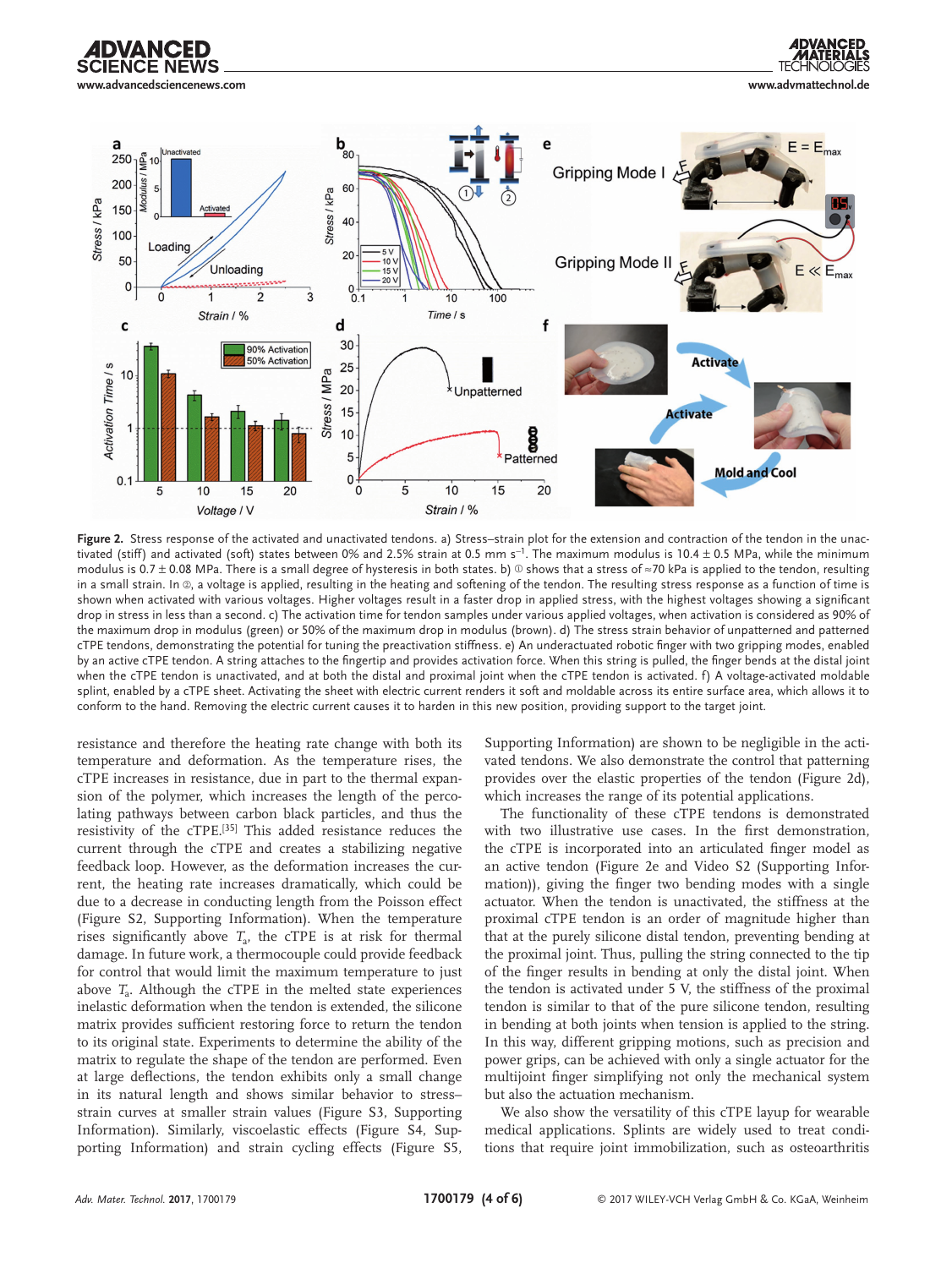**Figure 2.** Stress response of the activated and unactivated tendons. a) Stress–strain plot for the extension and contraction of the tendon in the unactivated (stiff) and activated (soft) states between 0% and 2.5% strain at 0.5 mm $s^{-1}$. The maximum modulus is 10.4 ± 0.5 MPa, while the minimum modulus is 0.7 ± 0.08 MPa. There is a small degree of hysteresis in both states. b) ① shows that a stress of ≈70 kPa is applied to the tendon, resulting in a small strain. In ②, a voltage is applied, resulting in the heating and softening of the tendon. The resulting stress response as a function of time is shown when activated with various voltages. Higher voltages result in a faster drop in applied stress, with the highest voltages showing a significant drop in stress in less than a second. c) The activation time for tendon samples under various applied voltages, when activation is considered as 90% of the maximum drop in modulus (green) or 50% of the maximum drop in modulus (brown). d) The stress strain behavior of unpatterned and patterned cTPE tendons, demonstrating the potential for tuning the preactivation stiffness. e) An underactuated robotic finger with two gripping modes, enabled by an active cTPE tendon. A string attaches to the fingertip and provides activation force. When this string is pulled, the finger bends at the distal joint when the cTPE tendon is unactivated, and at both the distal and proximal joint when the cTPE tendon is activated. f) A voltage-activated moldable splint, enabled by a cTPE sheet. Activating the sheet with electric current renders it soft and moldable across its entire surface area, which allows it to conform to the hand. Removing the electric current causes it to harden in this new position, providing support to the target joint.

resistance and therefore the heating rate change with both its temperature and deformation. As the temperature rises, the cTPE increases in resistance, due in part to the thermal expansion of the polymer, which increases the length of the percolating pathways between carbon black particles, and thus the resistivity of the cTPE.[35] This added resistance reduces the current through the cTPE and creates a stabilizing negative feedback loop. However, as the deformation increases the current, the heating rate increases dramatically, which could be due to a decrease in conducting length from the Poisson effect (Figure S2, Supporting Information). When the temperature rises significantly above $T_a$, the cTPE is at risk for thermal damage. In future work, a thermocouple could provide feedback for control that would limit the maximum temperature to just above $T_a$. Although the cTPE in the melted state experiences inelastic deformation when the tendon is extended, the silicone matrix provides sufficient restoring force to return the tendon to its original state. Experiments to determine the ability of the matrix to regulate the shape of the tendon are performed. Even at large deflections, the tendon exhibits only a small change in its natural length and shows similar behavior to stress–strain curves at smaller strain values (Figure S3, Supporting Information). Similarly, viscoelastic effects (Figure S4, Supporting Information) and strain cycling effects (Figure S5, Supporting Information) are shown to be negligible in the activated tendons. We also demonstrate the control that patterning provides over the elastic properties of the tendon (Figure 2d), which increases the range of its potential applications.

The functionality of these cTPE tendons is demonstrated with two illustrative use cases. In the first demonstration, the cTPE is incorporated into an articulated finger model as an active tendon (Figure 2e and Video S2 (Supporting Information)), giving the finger two bending modes with a single actuator. When the tendon is unactivated, the stiffness at the proximal cTPE tendon is an order of magnitude higher than that at the purely silicone distal tendon, preventing bending at the proximal joint. Thus, pulling the string connected to the tip of the finger results in bending at only the distal joint. When the tendon is activated under 5 V, the stiffness of the proximal tendon is similar to that of the pure silicone tendon, resulting in bending at both joints when tension is applied to the string. In this way, different gripping motions, such as precision and power grips, can be achieved with only a single actuator for the multijoint finger simplifying not only the mechanical system but also the actuation mechanism.

We also show the versatility of this cTPE layup for wearable medical applications. Splints are widely used to treat conditions that require joint immobilization, such as osteoarthritis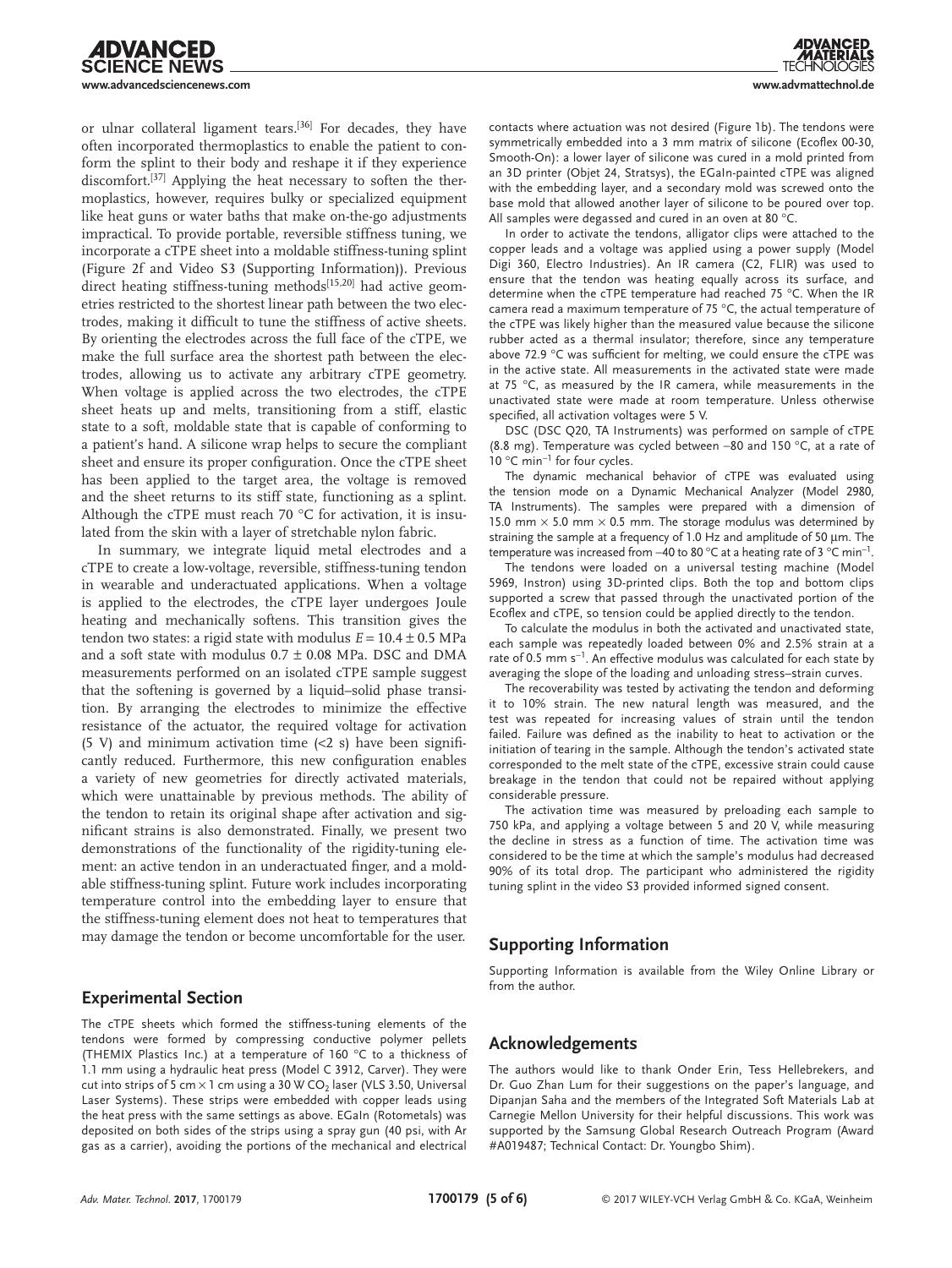or ulnar collateral ligament tears.[36] For decades, they have often incorporated thermoplastics to enable the patient to conform the splint to their body and reshape it if they experience discomfort.[37] Applying the heat necessary to soften the thermoplastics, however, requires bulky or specialized equipment like heat guns or water baths that make on-the-go adjustments impractical. To provide portable, reversible stiffness tuning, we incorporate a cTPE sheet into a moldable stiffness-tuning splint (Figure 2f and Video S3 (Supporting Information)). Previous direct heating stiffness-tuning methods[15,20] had active geometries restricted to the shortest linear path between the two electrodes, making it difficult to tune the stiffness of active sheets. By orienting the electrodes across the full face of the cTPE, we make the full surface area the shortest path between the electrodes, allowing us to activate any arbitrary cTPE geometry. When voltage is applied across the two electrodes, the cTPE sheet heats up and melts, transitioning from a stiff, elastic state to a soft, moldable state that is capable of conforming to a patient's hand. A silicone wrap helps to secure the compliant sheet and ensure its proper configuration. Once the cTPE sheet has been applied to the target area, the voltage is removed and the sheet returns to its stiff state, functioning as a splint. Although the cTPE must reach 70 °C for activation, it is insulated from the skin with a layer of stretchable nylon fabric.

In summary, we integrate liquid metal electrodes and a cTPE to create a low-voltage, reversible, stiffness-tuning tendon in wearable and underactuated applications. When a voltage is applied to the electrodes, the cTPE layer undergoes Joule heating and mechanically softens. This transition gives the tendon two states: a rigid state with modulus $E = 10.4 \pm 0.5$ MPa and a soft state with modulus $0.7 \pm 0.08$ MPa. DSC and DMA measurements performed on an isolated cTPE sample suggest that the softening is governed by a liquid–solid phase transition. By arranging the electrodes to minimize the effective resistance of the actuator, the required voltage for activation (5 V) and minimum activation time (<2 s) have been significantly reduced. Furthermore, this new configuration enables a variety of new geometries for directly activated materials, which were unattainable by previous methods. The ability of the tendon to retain its original shape after activation and significant strains is also demonstrated. Finally, we present two demonstrations of the functionality of the rigidity-tuning element: an active tendon in an underactuated finger, and a moldable stiffness-tuning splint. Future work includes incorporating temperature control into the embedding layer to ensure that the stiffness-tuning element does not heat to temperatures that may damage the tendon or become uncomfortable for the user.

## Experimental Section

The cTPE sheets which formed the stiffness-tuning elements of the tendons were formed by compressing conductive polymer pellets (THEMIX Plastics Inc.) at a temperature of 160 °C to a thickness of 1.1 mm using a hydraulic heat press (Model C 3912, Carver). They were cut into strips of 5 cm × 1 cm using a 30 W $CO_2$ laser (VLS 3.50, Universal Laser Systems). These strips were embedded with copper leads using the heat press with the same settings as above. EGaIn (Rotometals) was deposited on both sides of the strips using a spray gun (40 psi, with Ar gas as a carrier), avoiding the portions of the mechanical and electrical contacts where actuation was not desired (Figure 1b). The tendons were symmetrically embedded into a 3 mm matrix of silicone (Ecoflex 00-30, Smooth-On): a lower layer of silicone was cured in a mold printed from an 3D printer (Objet 24, Stratsys), the EGaIn-painted cTPE was aligned with the embedding layer, and a secondary mold was screwed onto the base mold that allowed another layer of silicone to be poured over top. All samples were degassed and cured in an oven at 80 °C.

In order to activate the tendons, alligator clips were attached to the copper leads and a voltage was applied using a power supply (Model Digi 360, Electro Industries). An IR camera (C2, FLIR) was used to ensure that the tendon was heating equally across its surface, and determine when the cTPE temperature had reached 75 °C. When the IR camera read a maximum temperature of 75 °C, the actual temperature of the cTPE was likely higher than the measured value because the silicone rubber acted as a thermal insulator; therefore, since any temperature above 72.9 °C was sufficient for melting, we could ensure the cTPE was in the active state. All measurements in the activated state were made at 75 °C, as measured by the IR camera, while measurements in the unactivated state were made at room temperature. Unless otherwise specified, all activation voltages were 5 V.

DSC (DSC Q20, TA Instruments) was performed on sample of cTPE (8.8 mg). Temperature was cycled between −80 and 150 °C, at a rate of 10 °C min$^{-1}$ for four cycles.

The dynamic mechanical behavior of cTPE was evaluated using the tension mode on a Dynamic Mechanical Analyzer (Model 2980, TA Instruments). The samples were prepared with a dimension of 15.0 mm × 5.0 mm × 0.5 mm. The storage modulus was determined by straining the sample at a frequency of 1.0 Hz and amplitude of 50 µm. The temperature was increased from −40 to 80 °C at a heating rate of 3 °C min$^{-1}$.

The tendons were loaded on a universal testing machine (Model 5969, Instron) using 3D-printed clips. Both the top and bottom clips supported a screw that passed through the unactivated portion of the Ecoflex and cTPE, so tension could be applied directly to the tendon.

To calculate the modulus in both the activated and unactivated state, each sample was repeatedly loaded between 0% and 2.5% strain at a rate of 0.5 mm s$^{-1}$. An effective modulus was calculated for each state by averaging the slope of the loading and unloading stress–strain curves.

The recoverability was tested by activating the tendon and deforming it to 10% strain. The new natural length was measured, and the test was repeated for increasing values of strain until the tendon failed. Failure was defined as the inability to heat to activation or the initiation of tearing in the sample. Although the tendon's activated state corresponded to the melt state of the cTPE, excessive strain could cause breakage in the tendon that could not be repaired without applying considerable pressure.

The activation time was measured by preloading each sample to 750 kPa, and applying a voltage between 5 and 20 V, while measuring the decline in stress as a function of time. The activation time was considered to be the time at which the sample's modulus had decreased 90% of its total drop. The participant who administered the rigidity tuning splint in the video S3 provided informed signed consent.

## Supporting Information

Supporting Information is available from the Wiley Online Library or from the author.

## Acknowledgements

The authors would like to thank Onder Erin, Tess Hellebrekers, and Dr. Guo Zhan Lum for their suggestions on the paper's language, and Dipanjan Saha and the members of the Integrated Soft Materials Lab at Carnegie Mellon University for their helpful discussions. This work was supported by the Samsung Global Research Outreach Program (Award #A019487; Technical Contact: Dr. Youngbo Shim).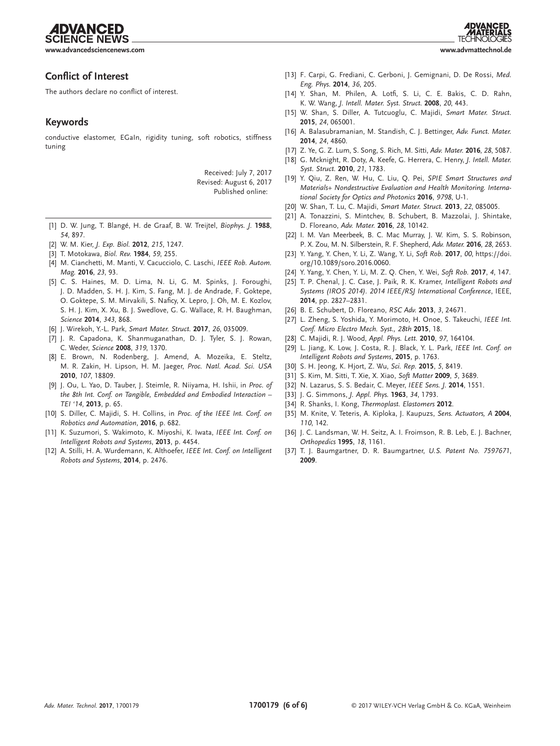## Conflict of Interest

The authors declare no conflict of interest.

## Keywords

conductive elastomer, EGaIn, rigidity tuning, soft robotics, stiffness tuning

Received: July 7, 2017
Revised: August 6, 2017
Published online:

[1] D. W. Jung, T. Blangé, H. de Graaf, B. W. Treijtel, *Biophys. J.* **1988**, *54*, 897.
[2] W. M. Kier, *J. Exp. Biol.* **2012**, *215*, 1247.
[3] T. Motokawa, *Biol. Rev.* **1984**, *59*, 255.
[4] M. Cianchetti, M. Manti, V. Cacucciolo, C. Laschi, *IEEE Rob. Autom. Mag.* **2016**, *23*, 93.
[5] C. S. Haines, M. D. Lima, N. Li, G. M. Spinks, J. Foroughi, J. D. Madden, S. H. J. Kim, S. Fang, M. J. de Andrade, F. Goktepe, O. Goktepe, S. M. Mirvakili, S. Naficy, X. Lepro, J. Oh, M. E. Kozlov, S. H. J. Kim, X. Xu, B. J. Swedlove, G. G. Wallace, R. H. Baughman, *Science* **2014**, *343*, 868.
[6] J. Wirekoh, Y.-L. Park, *Smart Mater. Struct.* **2017**, *26*, 035009.
[7] J. R. Capadona, K. Shanmuganathan, D. J. Tyler, S. J. Rowan, C. Weder, *Science* **2008**, *319*, 1370.
[8] E. Brown, N. Rodenberg, J. Amend, A. Mozeika, E. Steltz, M. R. Zakin, H. Lipson, H. M. Jaeger, *Proc. Natl. Acad. Sci. USA* **2010**, *107*, 18809.
[9] J. Ou, L. Yao, D. Tauber, J. Steimle, R. Niiyama, H. Ishii, in *Proc. of the 8th Int. Conf. on Tangible, Embedded and Embodied Interaction – TEI '14*, **2013**, p. 65.
[10] S. Diller, C. Majidi, S. H. Collins, in *Proc. of the IEEE Int. Conf. on Robotics and Automation*, **2016**, p. 682.
[11] K. Suzumori, S. Wakimoto, K. Miyoshi, K. Iwata, *IEEE Int. Conf. on Intelligent Robots and Systems*, **2013**, p. 4454.
[12] A. Stilli, H. A. Wurdemann, K. Althoefer, *IEEE Int. Conf. on Intelligent Robots and Systems*, **2014**, p. 2476.
[13] F. Carpi, G. Frediani, C. Gerboni, J. Gemignani, D. De Rossi, *Med. Eng. Phys.* **2014**, *36*, 205.
[14] Y. Shan, M. Philen, A. Lotfi, S. Li, C. E. Bakis, C. D. Rahn, K. W. Wang, *J. Intell. Mater. Syst. Struct.* **2008**, *20*, 443.
[15] W. Shan, S. Diller, A. Tutcuoglu, C. Majidi, *Smart Mater. Struct.* **2015**, *24*, 065001.
[16] A. Balasubramanian, M. Standish, C. J. Bettinger, *Adv. Funct. Mater.* **2014**, *24*, 4860.
[17] Z. Ye, G. Z. Lum, S. Song, S. Rich, M. Sitti, *Adv. Mater.* **2016**, *28*, 5087.
[18] G. Mcknight, R. Doty, A. Keefe, G. Herrera, C. Henry, *J. Intell. Mater. Syst. Struct.* **2010**, *21*, 1783.
[19] Y. Qiu, Z. Ren, W. Hu, C. Liu, Q. Pei, *SPIE Smart Structures and Materials+ Nondestructive Evaluation and Health Monitoring. International Society for Optics and Photonics* **2016**, *9798*, U-1.
[20] W. Shan, T. Lu, C. Majidi, *Smart Mater. Struct.* **2013**, *22*, 085005.
[21] A. Tonazzini, S. Mintchev, B. Schubert, B. Mazzolai, J. Shintake, D. Floreano, *Adv. Mater.* **2016**, *28*, 10142.
[22] I. M. Van Meerbeek, B. C. Mac Murray, J. W. Kim, S. S. Robinson, P. X. Zou, M. N. Silberstein, R. F. Shepherd, *Adv. Mater.* **2016**, *28*, 2653.
[23] Y. Yang, Y. Chen, Y. Li, Z. Wang, Y. Li, *Soft Rob.* **2017**, *00*, https://doi.org/10.1089/soro.2016.0060.
[24] Y. Yang, Y. Chen, Y. Li, M. Z. Q. Chen, Y. Wei, *Soft Rob.* **2017**, *4*, 147.
[25] T. P. Chenal, J. C. Case, J. Paik, R. K. Kramer, *Intelligent Robots and Systems (IROS 2014). 2014 IEEE/RSJ International Conference*, IEEE, **2014**, pp. 2827–2831.
[26] B. E. Schubert, D. Floreano, *RSC Adv.* **2013**, *3*, 24671.
[27] L. Zheng, S. Yoshida, Y. Morimoto, H. Onoe, S. Takeuchi, *IEEE Int. Conf. Micro Electro Mech. Syst., 28th* **2015**, 18.
[28] C. Majidi, R. J. Wood, *Appl. Phys. Lett.* **2010**, *97*, 164104.
[29] L. Jiang, K. Low, J. Costa, R. J. Black, Y. L. Park, *IEEE Int. Conf. on Intelligent Robots and Systems*, **2015**, p. 1763.
[30] S. H. Jeong, K. Hjort, Z. Wu, *Sci. Rep.* **2015**, *5*, 8419.
[31] S. Kim, M. Sitti, T. Xie, X. Xiao, *Soft Matter* **2009**, *5*, 3689.
[32] N. Lazarus, S. S. Bedair, C. Meyer, *IEEE Sens. J.* **2014**, 1551.
[33] J. G. Simmons, *J. Appl. Phys.* **1963**, *34*, 1793.
[34] R. Shanks, I. Kong, *Thermoplast. Elastomers* **2012**.
[35] M. Knite, V. Teteris, A. Kiploka, J. Kaupuzs, *Sens. Actuators, A* **2004**, *110*, 142.
[36] J. C. Landsman, W. H. Seitz, A. I. Froimson, R. B. Leb, E. J. Bachner, *Orthopedics* **1995**, *18*, 1161.
[37] T. J. Baumgartner, D. R. Baumgartner, *U.S. Patent No. 7597671*, **2009**.